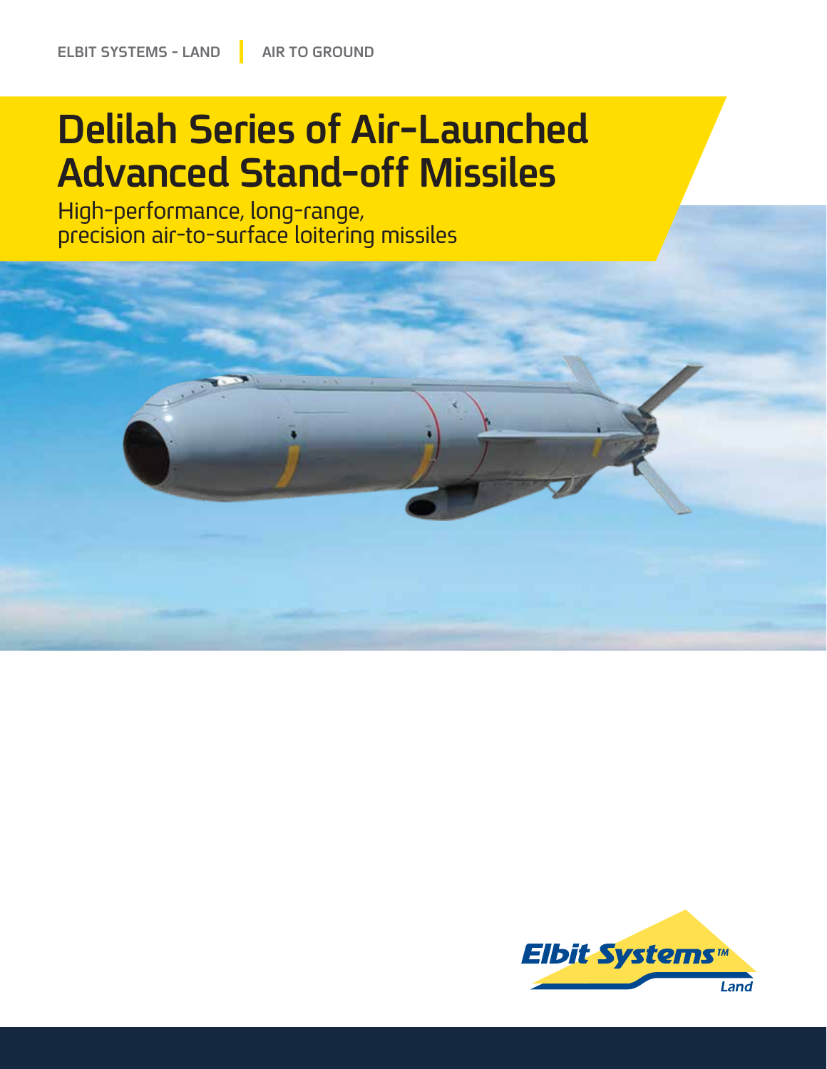ELBIT SYSTEMS - LAND | AIR TO GROUND

# Delilah Series of Air-Launched Advanced Stand-off Missiles

High-performance, long-range, precision air-to-surface loitering missiles

Elbit Systems™ Land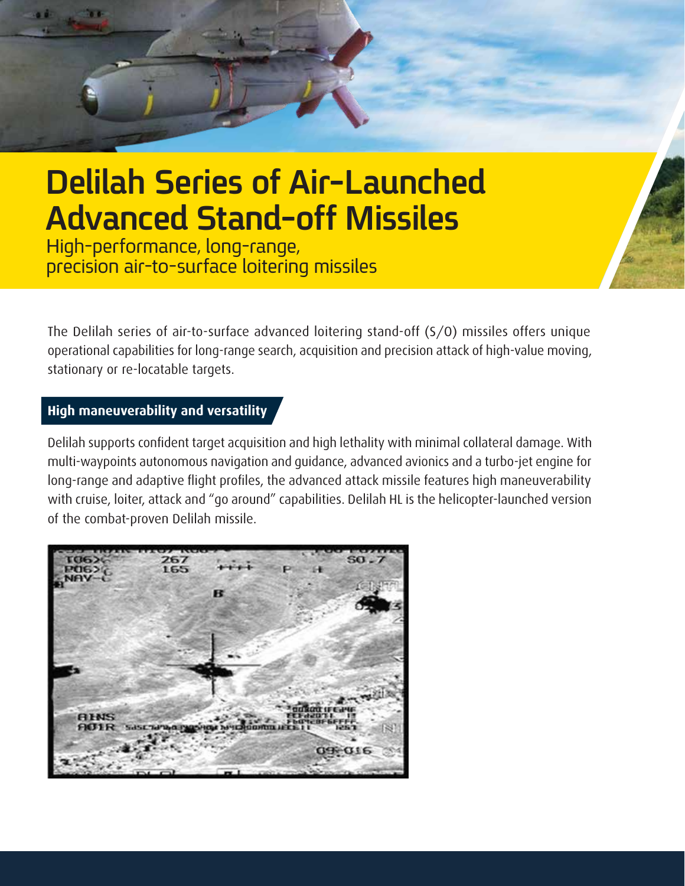# Delilah Series of Air-Launched Advanced Stand-off Missiles

High-performance, long-range, precision air-to-surface loitering missiles

The Delilah series of air-to-surface advanced loitering stand-off (S/O) missiles offers unique operational capabilities for long-range search, acquisition and precision attack of high-value moving, stationary or re-locatable targets.

## High maneuverability and versatility

Delilah supports confident target acquisition and high lethality with minimal collateral damage. With multi-waypoints autonomous navigation and guidance, advanced avionics and a turbo-jet engine for long-range and adaptive flight profiles, the advanced attack missile features high maneuverability with cruise, loiter, attack and "go around" capabilities. Delilah HL is the helicopter-launched version of the combat-proven Delilah missile.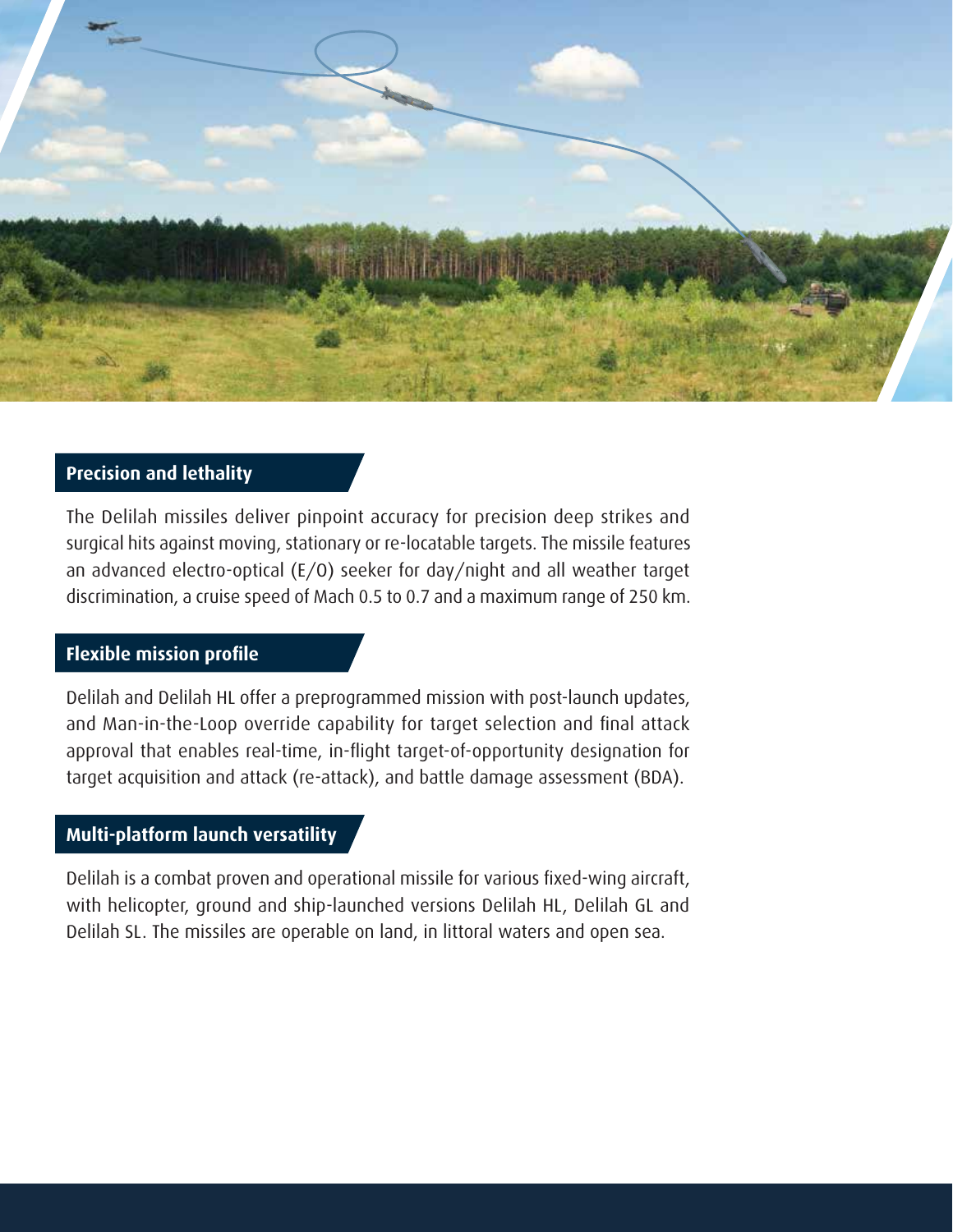## Precision and lethality

The Delilah missiles deliver pinpoint accuracy for precision deep strikes and surgical hits against moving, stationary or re-locatable targets. The missile features an advanced electro-optical (E/O) seeker for day/night and all weather target discrimination, a cruise speed of Mach 0.5 to 0.7 and a maximum range of 250 km.

## Flexible mission profile

Delilah and Delilah HL offer a preprogrammed mission with post-launch updates, and Man-in-the-Loop override capability for target selection and final attack approval that enables real-time, in-flight target-of-opportunity designation for target acquisition and attack (re-attack), and battle damage assessment (BDA).

## Multi-platform launch versatility

Delilah is a combat proven and operational missile for various fixed-wing aircraft, with helicopter, ground and ship-launched versions Delilah HL, Delilah GL and Delilah SL. The missiles are operable on land, in littoral waters and open sea.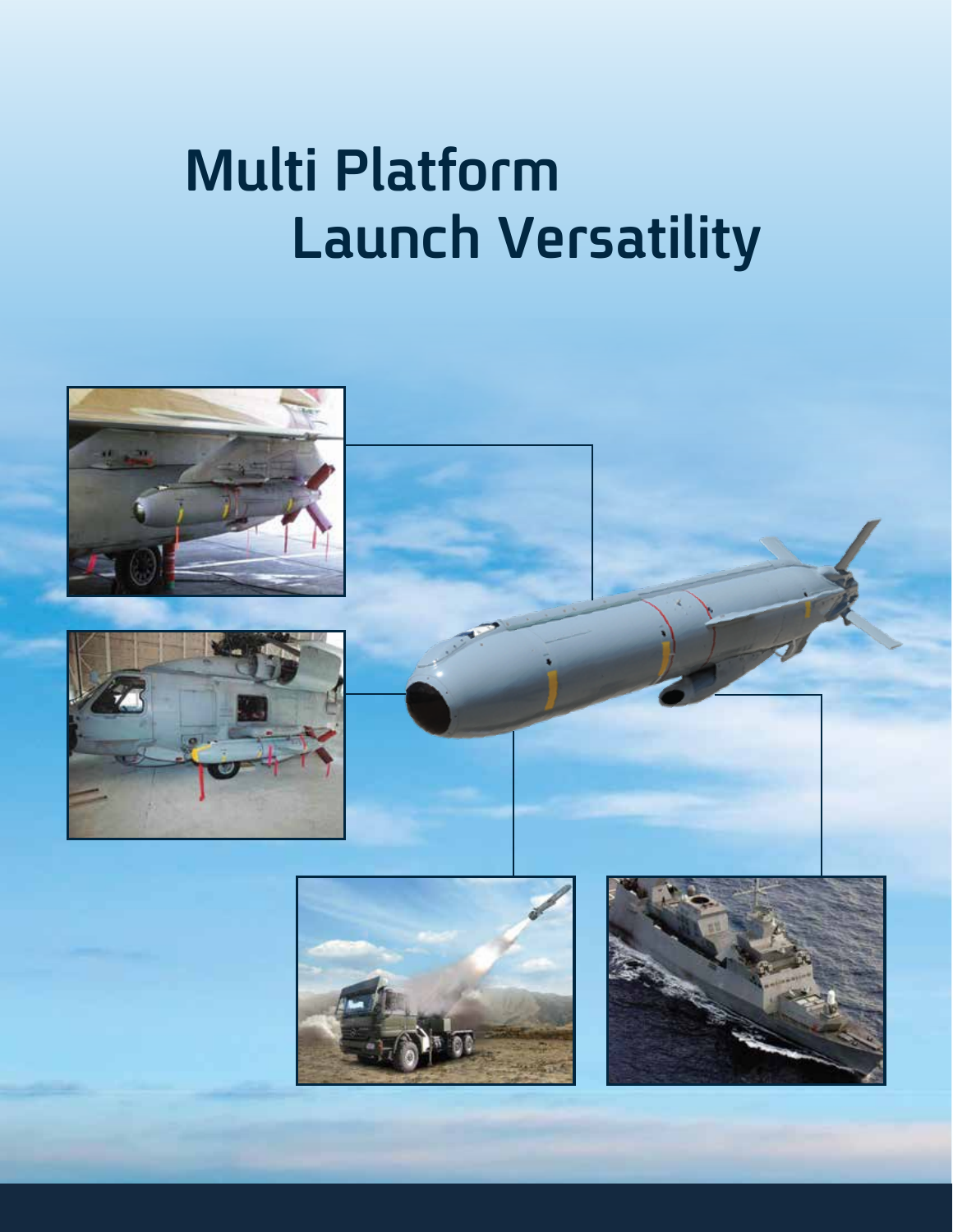# Multi Platform Launch Versatility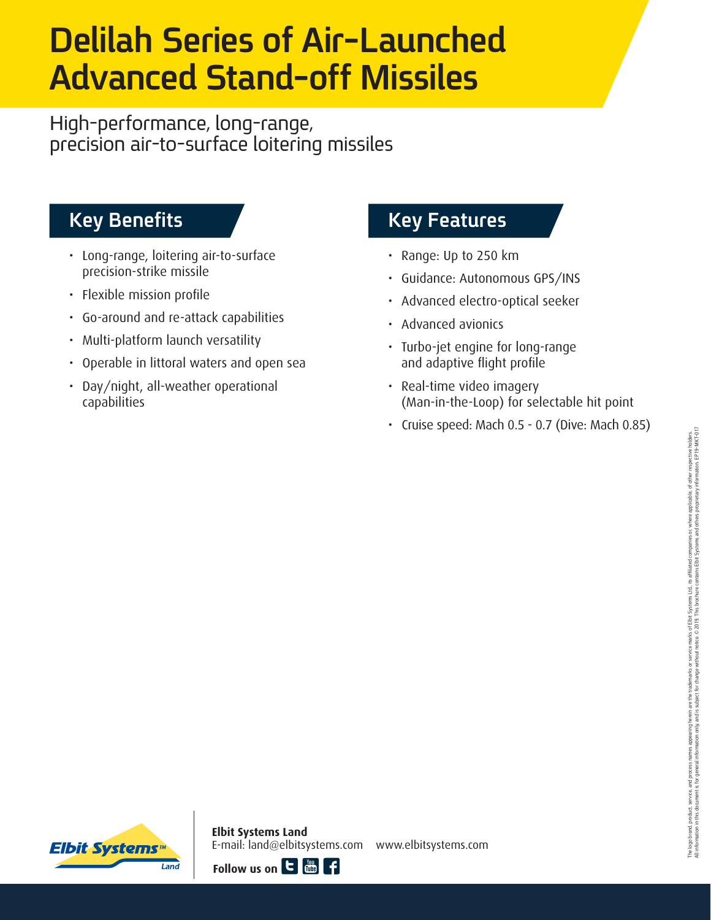# Delilah Series of Air-Launched Advanced Stand-off Missiles

High-performance, long-range, precision air-to-surface loitering missiles

## Key Benefits

- Long-range, loitering air-to-surface precision-strike missile
- Flexible mission profile
- Go-around and re-attack capabilities
- Multi-platform launch versatility
- Operable in littoral waters and open sea
- Day/night, all-weather operational capabilities

## Key Features

- Range: Up to 250 km
- Guidance: Autonomous GPS/INS
- Advanced electro-optical seeker
- Advanced avionics
- Turbo-jet engine for long-range and adaptive flight profile
- Real-time video imagery (Man-in-the-Loop) for selectable hit point
- Cruise speed: Mach 0.5 - 0.7 (Dive: Mach 0.85)

The logo brand, product, service, and process names appearing herein are the trademarks or service marks of Elbit Systems Ltd., its affiliated companies or, where applicable, of other respective holders. All information in this document is for general information only and is subject for change without notice. © 2019. This brochure contains Elbit Systems and others proprietary information. EP19-MKT-017

Elbit Systems™ Land

**Elbit Systems Land**
E-mail: land@elbitsystems.com www.elbitsystems.com

**Follow us on**